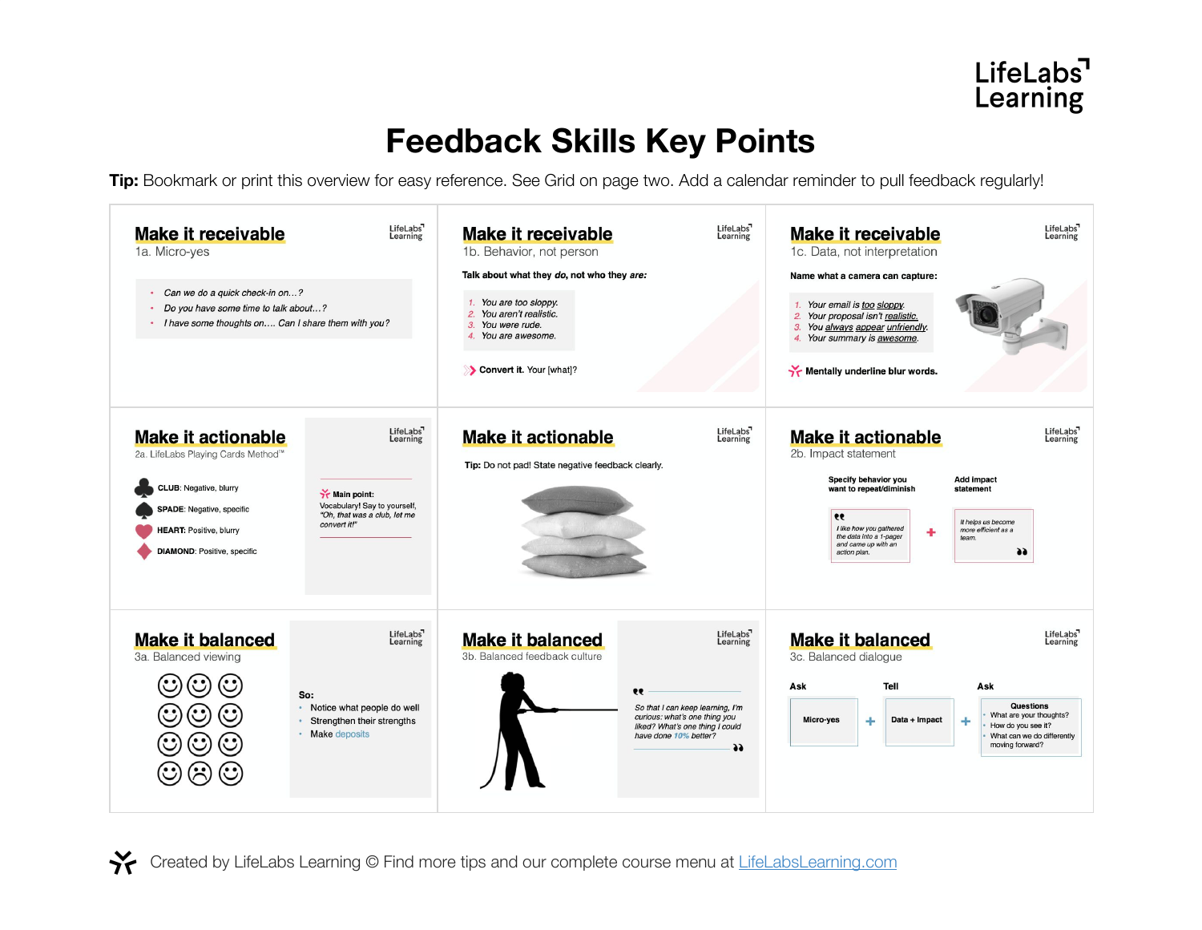LifeLabs Learning

# Feedback Skills Key Points

**Tip:** Bookmark or print this overview for easy reference. See Grid on page two. Add a calendar reminder to pull feedback regularly!

## Make it receivable

1a. Micro-yes

- *Can we do a quick check-in on…?*
- *Do you have some time to talk about…?*
- *I have some thoughts on…. Can I share them with you?*

## Make it receivable

1b. Behavior, not person

**Talk about what they *do*, not who they *are*:**

1. *You are too sloppy.*
2. *You aren't realistic.*
3. *You were rude.*
4. *You are awesome.*

**Convert it.** Your [what]?

## Make it receivable

1c. Data, not interpretation

**Name what a camera can capture:**

1. *Your email is too sloppy.*
2. *Your proposal isn't realistic.*
3. *You always appear unfriendly.*
4. *Your summary is awesome.*

**Mentally underline blur words.**

## Make it actionable

2a. LifeLabs Playing Cards Method™

- **CLUB**: Negative, blurry
- **SPADE**: Negative, specific
- **HEART**: Positive, blurry
- **DIAMOND**: Positive, specific

**Main point:**
Vocabulary! Say to yourself, *"Oh, that was a club, let me convert it!"*

## Make it actionable

**Tip:** Do not pad! State negative feedback clearly.

## Make it actionable

2b. Impact statement

**Specify behavior you want to repeat/diminish** + **Add impact statement**

*"I like how you gathered the data into a 1-pager and came up with an action plan.* + *It helps us become more efficient as a team."*

## Make it balanced

3a. Balanced viewing

**So:**

- Notice what people do well
- Strengthen their strengths
- Make deposits

## Make it balanced

3b. Balanced feedback culture

*"So that I can keep learning, I'm curious: what's one thing you liked? What's one thing I could have done 10% better?"*

## Make it balanced

3c. Balanced dialogue

**Ask**: Micro-yes + **Tell**: Data + Impact + **Ask**: Questions

**Questions**
- What are your thoughts?
- How do you see it?
- What can we do differently moving forward?

Created by LifeLabs Learning © Find more tips and our complete course menu at LifeLabsLearning.com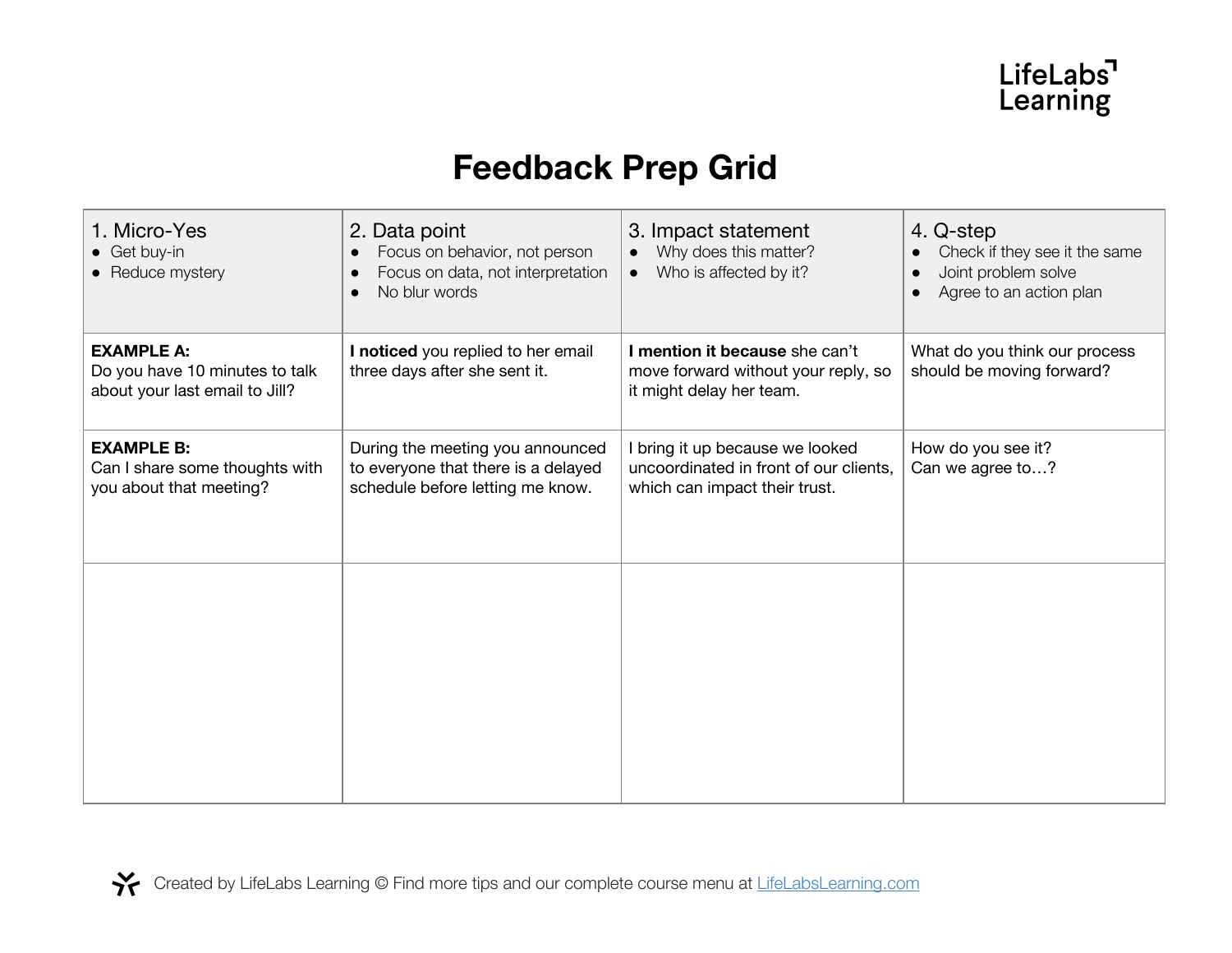LifeLabs Learning

# Feedback Prep Grid

| 1. Micro-Yes<br>• Get buy-in<br>• Reduce mystery | 2. Data point<br>• Focus on behavior, not person<br>• Focus on data, not interpretation<br>• No blur words | 3. Impact statement<br>• Why does this matter?<br>• Who is affected by it? | 4. Q-step<br>• Check if they see it the same<br>• Joint problem solve<br>• Agree to an action plan |
|---|---|---|---|
| **EXAMPLE A:**<br>Do you have 10 minutes to talk about your last email to Jill? | **I noticed** you replied to her email three days after she sent it. | **I mention it because** she can't move forward without your reply, so it might delay her team. | What do you think our process should be moving forward? |
| **EXAMPLE B:**<br>Can I share some thoughts with you about that meeting? | During the meeting you announced to everyone that there is a delayed schedule before letting me know. | I bring it up because we looked uncoordinated in front of our clients, which can impact their trust. | How do you see it?<br>Can we agree to…? |
| | | | |

Created by LifeLabs Learning © Find more tips and our complete course menu at LifeLabsLearning.com